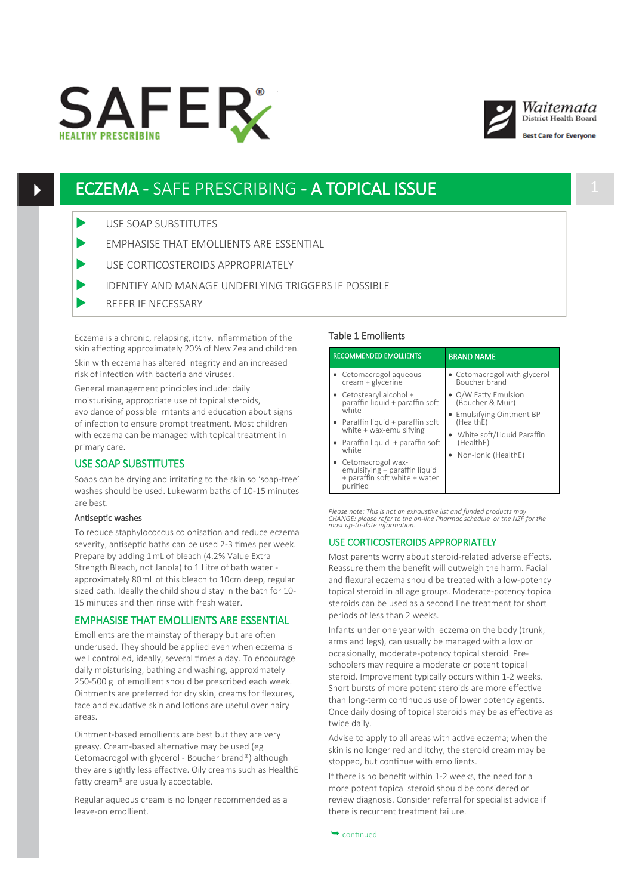# ECZEMA - SAFE PRESCRIBING - A TOPICAL ISSUE

- USE SOAP SUBSTITUTES
- EMPHASISE THAT EMOLLIENTS ARE ESSENTIAL
- USE CORTICOSTEROIDS APPROPRIATELY
- IDENTIFY AND MANAGE UNDERLYING TRIGGERS IF POSSIBLE
- REFER IF NECESSARY

Eczema is a chronic, relapsing, itchy, inflammation of the skin affecting approximately 20% of New Zealand children.

Skin with eczema has altered integrity and an increased risk of infection with bacteria and viruses.

General management principles include: daily moisturising, appropriate use of topical steroids, avoidance of possible irritants and education about signs of infection to ensure prompt treatment. Most children with eczema can be managed with topical treatment in primary care.

## USE SOAP SUBSTITUTES

Soaps can be drying and irritating to the skin so 'soap-free' washes should be used. Lukewarm baths of 10-15 minutes are best.

### Antiseptic washes

To reduce staphylococcus colonisation and reduce eczema severity, antiseptic baths can be used 2-3 times per week. Prepare by adding 1 mL of bleach (4.2% Value Extra Strength Bleach, not Janola) to 1 Litre of bath water - approximately 80mL of this bleach to 10cm deep, regular sized bath. Ideally the child should stay in the bath for 10-15 minutes and then rinse with fresh water.

## EMPHASISE THAT EMOLLIENTS ARE ESSENTIAL

Emollients are the mainstay of therapy but are often underused. They should be applied even when eczema is well controlled, ideally, several times a day. To encourage daily moisturising, bathing and washing, approximately 250-500 g of emollient should be prescribed each week. Ointments are preferred for dry skin, creams for flexures, face and exudative skin and lotions are useful over hairy areas.

Ointment-based emollients are best but they are very greasy. Cream-based alternative may be used (eg Cetomacrogol with glycerol - Boucher brand®) although they are slightly less effective. Oily creams such as HealthE fatty cream® are usually acceptable.

Regular aqueous cream is no longer recommended as a leave-on emollient.

Table 1 Emollients

| RECOMMENDED EMOLLIENTS | BRAND NAME |
|---|---|
| • Cetomacrogol aqueous cream + glycerine<br>• Cetostearyl alcohol + paraffin liquid + paraffin soft white<br>• Paraffin liquid + paraffin soft white + wax-emulsifying<br>• Paraffin liquid + paraffin soft white<br>• Cetomacrogol wax-emulsifying + paraffin liquid + paraffin soft white + water purified | • Cetomacrogol with glycerol - Boucher brand<br>• O/W Fatty Emulsion (Boucher & Muir)<br>• Emulsifying Ointment BP (HealthE)<br>• White soft/Liquid Paraffin (HealthE)<br>• Non-Ionic (HealthE) |

*Please note: This is not an exhaustive list and funded products may CHANGE: please refer to the on-line Pharmac schedule or the NZF for the most up-to-date information.*

## USE CORTICOSTEROIDS APPROPRIATELY

Most parents worry about steroid-related adverse effects. Reassure them the benefit will outweigh the harm. Facial and flexural eczema should be treated with a low-potency topical steroid in all age groups. Moderate-potency topical steroids can be used as a second line treatment for short periods of less than 2 weeks.

Infants under one year with eczema on the body (trunk, arms and legs), can usually be managed with a low or occasionally, moderate-potency topical steroid. Pre-schoolers may require a moderate or potent topical steroid. Improvement typically occurs within 1-2 weeks. Short bursts of more potent steroids are more effective than long-term continuous use of lower potency agents. Once daily dosing of topical steroids may be as effective as twice daily.

Advise to apply to all areas with active eczema; when the skin is no longer red and itchy, the steroid cream may be stopped, but continue with emollients.

If there is no benefit within 1-2 weeks, the need for a more potent topical steroid should be considered or review diagnosis. Consider referral for specialist advice if there is recurrent treatment failure.

continued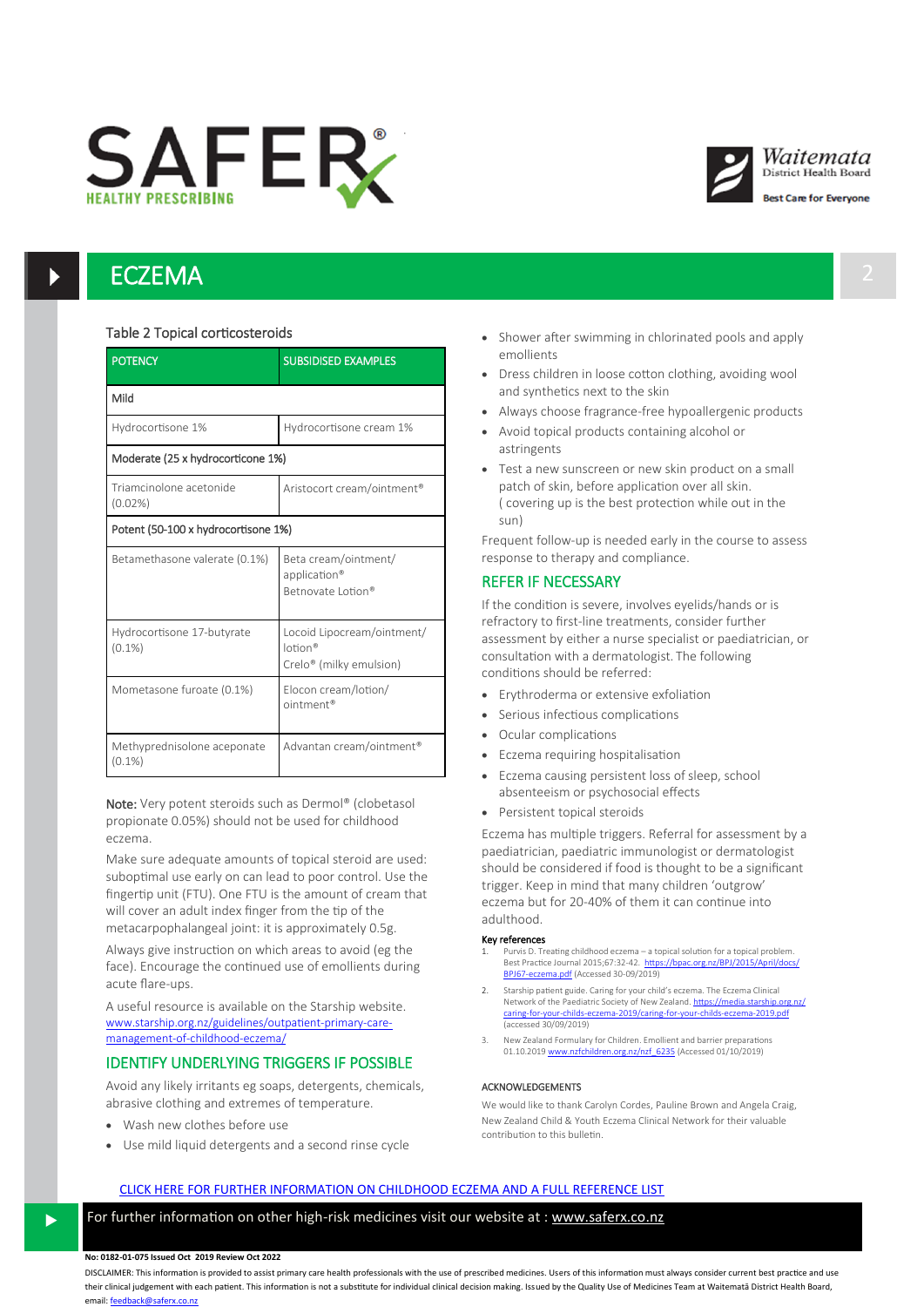# ECZEMA

Table 2 Topical corticosteroids

| POTENCY | SUBSIDISED EXAMPLES |
|---|---|
| Mild | |
| Hydrocortisone 1% | Hydrocortisone cream 1% |
| Moderate (25 x hydrocorticone 1%) | |
| Triamcinolone acetonide (0.02%) | Aristocort cream/ointment® |
| Potent (50-100 x hydrocortisone 1%) | |
| Betamethasone valerate (0.1%) | Beta cream/ointment/ application® Betnovate Lotion® |
| Hydrocortisone 17-butyrate (0.1%) | Locoid Lipocream/ointment/ lotion® Crelo® (milky emulsion) |
| Mometasone furoate (0.1%) | Elocon cream/lotion/ ointment® |
| Methylprednisolone aceponate (0.1%) | Advantan cream/ointment® |

**Note:** Very potent steroids such as Dermol® (clobetasol propionate 0.05%) should not be used for childhood eczema.

Make sure adequate amounts of topical steroid are used: suboptimal use early on can lead to poor control. Use the fingertip unit (FTU). One FTU is the amount of cream that will cover an adult index finger from the tip of the metacarpophalangeal joint: it is approximately 0.5g.

Always give instruction on which areas to avoid (eg the face). Encourage the continued use of emollients during acute flare-ups.

A useful resource is available on the Starship website. www.starship.org.nz/guidelines/outpatient-primary-care-management-of-childhood-eczema/

## IDENTIFY UNDERLYING TRIGGERS IF POSSIBLE

Avoid any likely irritants eg soaps, detergents, chemicals, abrasive clothing and extremes of temperature.

- Wash new clothes before use
- Use mild liquid detergents and a second rinse cycle
- Shower after swimming in chlorinated pools and apply emollients
- Dress children in loose cotton clothing, avoiding wool and synthetics next to the skin
- Always choose fragrance-free hypoallergenic products
- Avoid topical products containing alcohol or astringents
- Test a new sunscreen or new skin product on a small patch of skin, before application over all skin. ( covering up is the best protection while out in the sun)

Frequent follow-up is needed early in the course to assess response to therapy and compliance.

## REFER IF NECESSARY

If the condition is severe, involves eyelids/hands or is refractory to first-line treatments, consider further assessment by either a nurse specialist or paediatrician, or consultation with a dermatologist. The following conditions should be referred:

- Erythroderma or extensive exfoliation
- Serious infectious complications
- Ocular complications
- Eczema requiring hospitalisation
- Eczema causing persistent loss of sleep, school absenteeism or psychosocial effects
- Persistent topical steroids

Eczema has multiple triggers. Referral for assessment by a paediatrician, paediatric immunologist or dermatologist should be considered if food is thought to be a significant trigger. Keep in mind that many children 'outgrow' eczema but for 20-40% of them it can continue into adulthood.

**Key references**

1. Purvis D. Treating childhood eczema – a topical solution for a topical problem. Best Practice Journal 2015;67:32-42. https://bpac.org.nz/BPJ/2015/April/docs/BPJ67-eczema.pdf (Accessed 30-09/2019)
2. Starship patient guide. Caring for your child's eczema. The Eczema Clinical Network of the Paediatric Society of New Zealand. https://media.starship.org.nz/caring-for-your-childs-eczema-2019/caring-for-your-childs-eczema-2019.pdf (accessed 30/09/2019)
3. New Zealand Formulary for Children. Emollient and barrier preparations 01.10.2019 www.nzfchildren.org.nz/nzf_6235 (Accessed 01/10/2019)

ACKNOWLEDGEMENTS

We would like to thank Carolyn Cordes, Pauline Brown and Angela Craig, New Zealand Child & Youth Eczema Clinical Network for their valuable contribution to this bulletin.

CLICK HERE FOR FURTHER INFORMATION ON CHILDHOOD ECZEMA AND A FULL REFERENCE LIST

For further information on other high-risk medicines visit our website at : www.saferx.co.nz

**No: 0182-01-075 Issued Oct 2019 Review Oct 2022**

DISCLAIMER: This information is provided to assist primary care health professionals with the use of prescribed medicines. Users of this information must always consider current best practice and use their clinical judgement with each patient. This information is not a substitute for individual clinical decision making. Issued by the Quality Use of Medicines Team at Waitematā District Health Board, email: feedback@saferx.co.nz